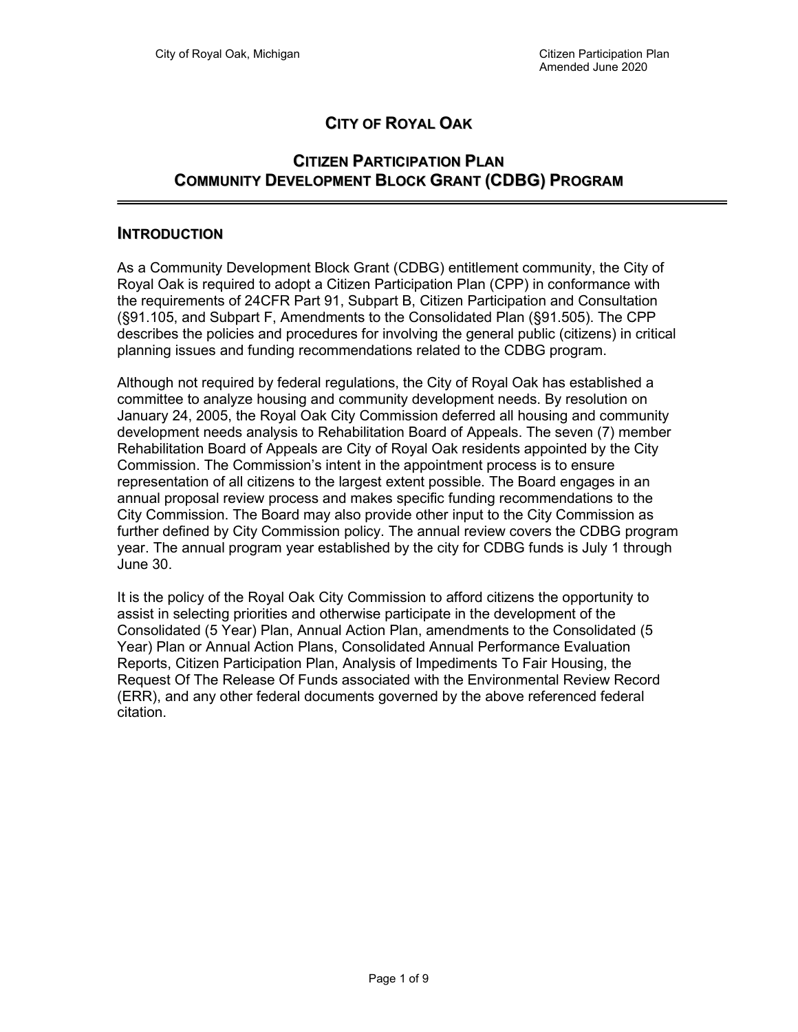# CITY OF ROYAL OAK

## CITIZEN PARTICIPATION PLAN
## COMMUNITY DEVELOPMENT BLOCK GRANT (CDBG) PROGRAM

---

## INTRODUCTION

As a Community Development Block Grant (CDBG) entitlement community, the City of Royal Oak is required to adopt a Citizen Participation Plan (CPP) in conformance with the requirements of 24CFR Part 91, Subpart B, Citizen Participation and Consultation (§91.105, and Subpart F, Amendments to the Consolidated Plan (§91.505). The CPP describes the policies and procedures for involving the general public (citizens) in critical planning issues and funding recommendations related to the CDBG program.

Although not required by federal regulations, the City of Royal Oak has established a committee to analyze housing and community development needs. By resolution on January 24, 2005, the Royal Oak City Commission deferred all housing and community development needs analysis to Rehabilitation Board of Appeals. The seven (7) member Rehabilitation Board of Appeals are City of Royal Oak residents appointed by the City Commission. The Commission's intent in the appointment process is to ensure representation of all citizens to the largest extent possible. The Board engages in an annual proposal review process and makes specific funding recommendations to the City Commission. The Board may also provide other input to the City Commission as further defined by City Commission policy. The annual review covers the CDBG program year. The annual program year established by the city for CDBG funds is July 1 through June 30.

It is the policy of the Royal Oak City Commission to afford citizens the opportunity to assist in selecting priorities and otherwise participate in the development of the Consolidated (5 Year) Plan, Annual Action Plan, amendments to the Consolidated (5 Year) Plan or Annual Action Plans, Consolidated Annual Performance Evaluation Reports, Citizen Participation Plan, Analysis of Impediments To Fair Housing, the Request Of The Release Of Funds associated with the Environmental Review Record (ERR), and any other federal documents governed by the above referenced federal citation.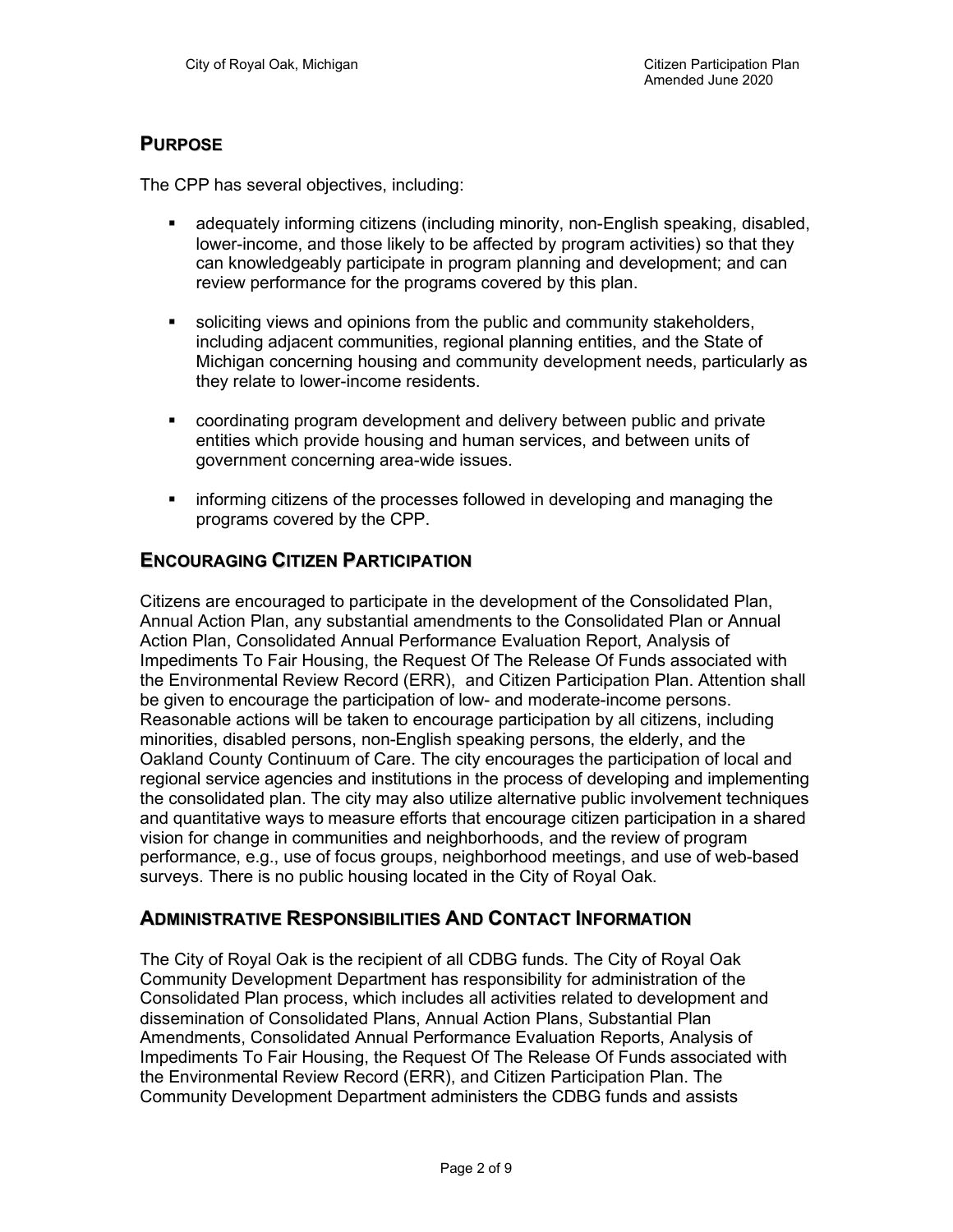## PURPOSE

The CPP has several objectives, including:

- adequately informing citizens (including minority, non-English speaking, disabled, lower-income, and those likely to be affected by program activities) so that they can knowledgeably participate in program planning and development; and can review performance for the programs covered by this plan.

- soliciting views and opinions from the public and community stakeholders, including adjacent communities, regional planning entities, and the State of Michigan concerning housing and community development needs, particularly as they relate to lower-income residents.

- coordinating program development and delivery between public and private entities which provide housing and human services, and between units of government concerning area-wide issues.

- informing citizens of the processes followed in developing and managing the programs covered by the CPP.

## ENCOURAGING CITIZEN PARTICIPATION

Citizens are encouraged to participate in the development of the Consolidated Plan, Annual Action Plan, any substantial amendments to the Consolidated Plan or Annual Action Plan, Consolidated Annual Performance Evaluation Report, Analysis of Impediments To Fair Housing, the Request Of The Release Of Funds associated with the Environmental Review Record (ERR), and Citizen Participation Plan. Attention shall be given to encourage the participation of low- and moderate-income persons. Reasonable actions will be taken to encourage participation by all citizens, including minorities, disabled persons, non-English speaking persons, the elderly, and the Oakland County Continuum of Care. The city encourages the participation of local and regional service agencies and institutions in the process of developing and implementing the consolidated plan. The city may also utilize alternative public involvement techniques and quantitative ways to measure efforts that encourage citizen participation in a shared vision for change in communities and neighborhoods, and the review of program performance, e.g., use of focus groups, neighborhood meetings, and use of web-based surveys. There is no public housing located in the City of Royal Oak.

## ADMINISTRATIVE RESPONSIBILITIES AND CONTACT INFORMATION

The City of Royal Oak is the recipient of all CDBG funds. The City of Royal Oak Community Development Department has responsibility for administration of the Consolidated Plan process, which includes all activities related to development and dissemination of Consolidated Plans, Annual Action Plans, Substantial Plan Amendments, Consolidated Annual Performance Evaluation Reports, Analysis of Impediments To Fair Housing, the Request Of The Release Of Funds associated with the Environmental Review Record (ERR), and Citizen Participation Plan. The Community Development Department administers the CDBG funds and assists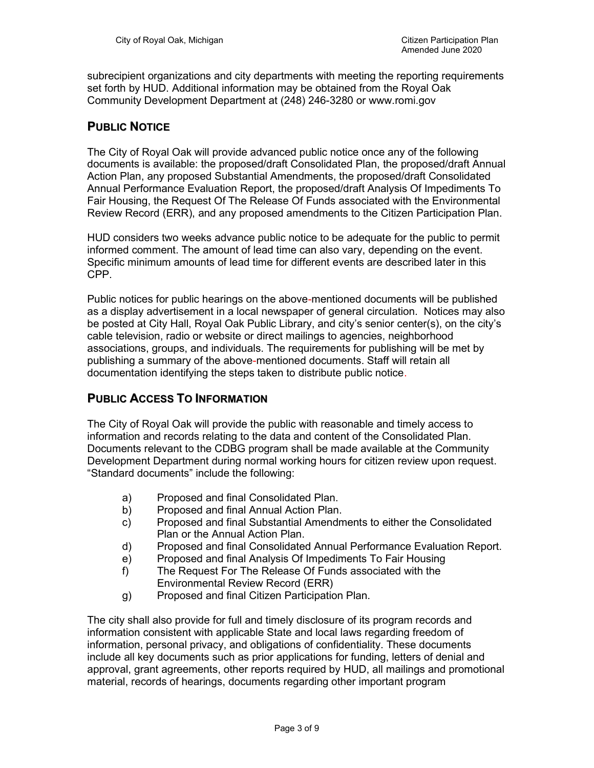subrecipient organizations and city departments with meeting the reporting requirements set forth by HUD. Additional information may be obtained from the Royal Oak Community Development Department at (248) 246-3280 or www.romi.gov

## Public Notice

The City of Royal Oak will provide advanced public notice once any of the following documents is available: the proposed/draft Consolidated Plan, the proposed/draft Annual Action Plan, any proposed Substantial Amendments, the proposed/draft Consolidated Annual Performance Evaluation Report, the proposed/draft Analysis Of Impediments To Fair Housing, the Request Of The Release Of Funds associated with the Environmental Review Record (ERR), and any proposed amendments to the Citizen Participation Plan.

HUD considers two weeks advance public notice to be adequate for the public to permit informed comment. The amount of lead time can also vary, depending on the event. Specific minimum amounts of lead time for different events are described later in this CPP.

Public notices for public hearings on the above-mentioned documents will be published as a display advertisement in a local newspaper of general circulation. Notices may also be posted at City Hall, Royal Oak Public Library, and city's senior center(s), on the city's cable television, radio or website or direct mailings to agencies, neighborhood associations, groups, and individuals. The requirements for publishing will be met by publishing a summary of the above-mentioned documents. Staff will retain all documentation identifying the steps taken to distribute public notice.

## Public Access To Information

The City of Royal Oak will provide the public with reasonable and timely access to information and records relating to the data and content of the Consolidated Plan. Documents relevant to the CDBG program shall be made available at the Community Development Department during normal working hours for citizen review upon request. "Standard documents" include the following:

a) Proposed and final Consolidated Plan.
b) Proposed and final Annual Action Plan.
c) Proposed and final Substantial Amendments to either the Consolidated Plan or the Annual Action Plan.
d) Proposed and final Consolidated Annual Performance Evaluation Report.
e) Proposed and final Analysis Of Impediments To Fair Housing
f) The Request For The Release Of Funds associated with the Environmental Review Record (ERR)
g) Proposed and final Citizen Participation Plan.

The city shall also provide for full and timely disclosure of its program records and information consistent with applicable State and local laws regarding freedom of information, personal privacy, and obligations of confidentiality. These documents include all key documents such as prior applications for funding, letters of denial and approval, grant agreements, other reports required by HUD, all mailings and promotional material, records of hearings, documents regarding other important program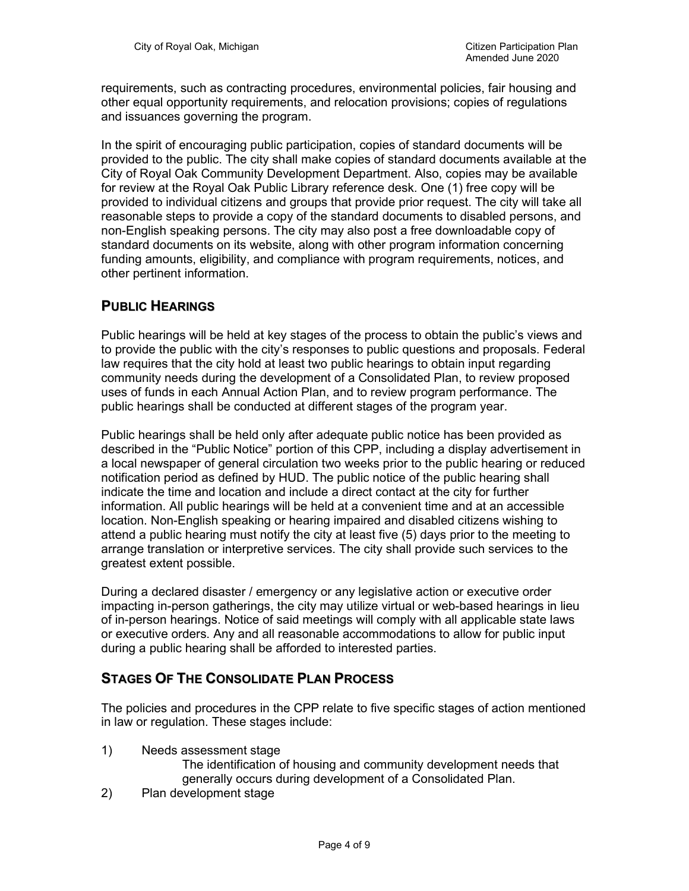requirements, such as contracting procedures, environmental policies, fair housing and other equal opportunity requirements, and relocation provisions; copies of regulations and issuances governing the program.

In the spirit of encouraging public participation, copies of standard documents will be provided to the public. The city shall make copies of standard documents available at the City of Royal Oak Community Development Department. Also, copies may be available for review at the Royal Oak Public Library reference desk. One (1) free copy will be provided to individual citizens and groups that provide prior request. The city will take all reasonable steps to provide a copy of the standard documents to disabled persons, and non-English speaking persons. The city may also post a free downloadable copy of standard documents on its website, along with other program information concerning funding amounts, eligibility, and compliance with program requirements, notices, and other pertinent information.

## PUBLIC HEARINGS

Public hearings will be held at key stages of the process to obtain the public's views and to provide the public with the city's responses to public questions and proposals. Federal law requires that the city hold at least two public hearings to obtain input regarding community needs during the development of a Consolidated Plan, to review proposed uses of funds in each Annual Action Plan, and to review program performance. The public hearings shall be conducted at different stages of the program year.

Public hearings shall be held only after adequate public notice has been provided as described in the "Public Notice" portion of this CPP, including a display advertisement in a local newspaper of general circulation two weeks prior to the public hearing or reduced notification period as defined by HUD. The public notice of the public hearing shall indicate the time and location and include a direct contact at the city for further information. All public hearings will be held at a convenient time and at an accessible location. Non-English speaking or hearing impaired and disabled citizens wishing to attend a public hearing must notify the city at least five (5) days prior to the meeting to arrange translation or interpretive services. The city shall provide such services to the greatest extent possible.

During a declared disaster / emergency or any legislative action or executive order impacting in-person gatherings, the city may utilize virtual or web-based hearings in lieu of in-person hearings. Notice of said meetings will comply with all applicable state laws or executive orders. Any and all reasonable accommodations to allow for public input during a public hearing shall be afforded to interested parties.

## STAGES OF THE CONSOLIDATE PLAN PROCESS

The policies and procedures in the CPP relate to five specific stages of action mentioned in law or regulation. These stages include:

1) Needs assessment stage
   The identification of housing and community development needs that generally occurs during development of a Consolidated Plan.
2) Plan development stage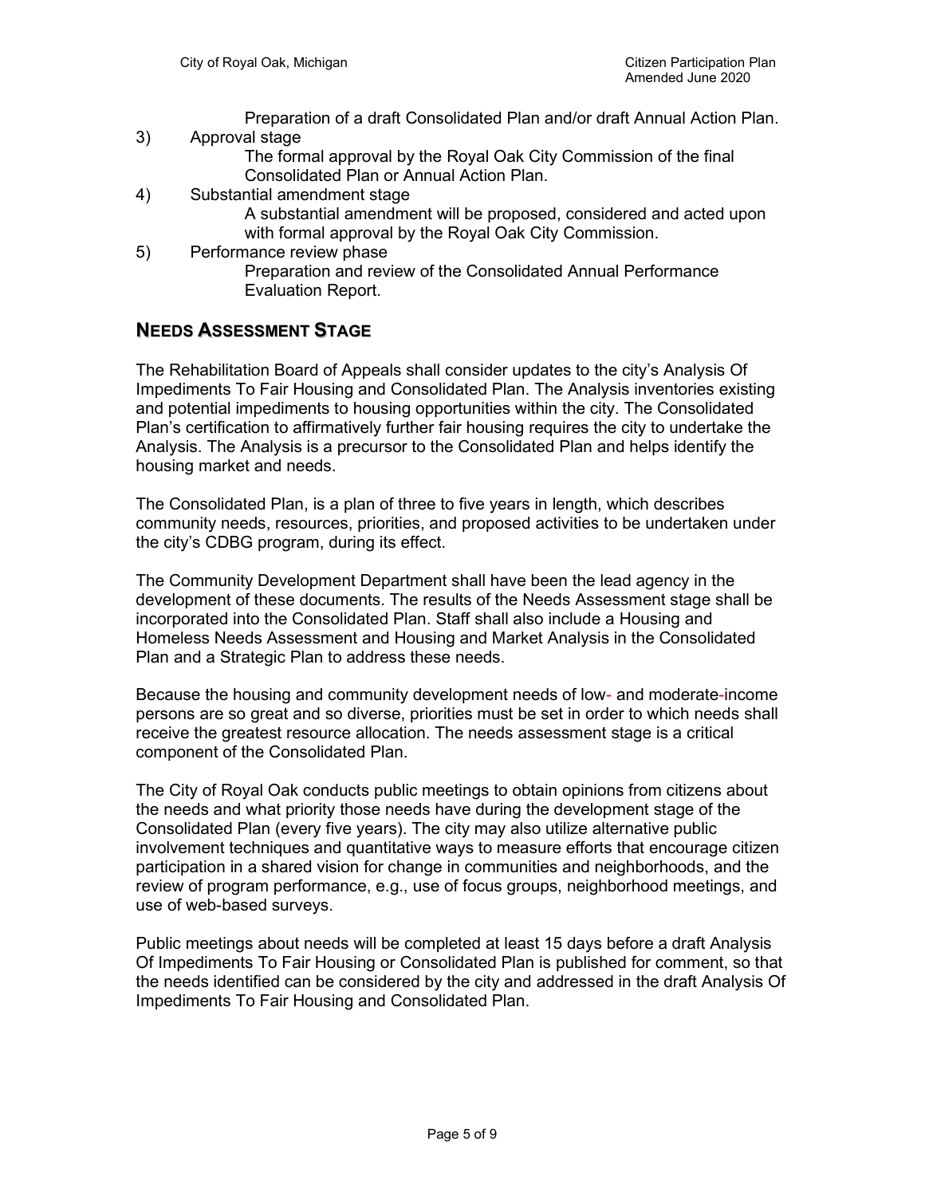Preparation of a draft Consolidated Plan and/or draft Annual Action Plan.

3) Approval stage

   The formal approval by the Royal Oak City Commission of the final Consolidated Plan or Annual Action Plan.

4) Substantial amendment stage

   A substantial amendment will be proposed, considered and acted upon with formal approval by the Royal Oak City Commission.

5) Performance review phase

   Preparation and review of the Consolidated Annual Performance Evaluation Report.

## NEEDS ASSESSMENT STAGE

The Rehabilitation Board of Appeals shall consider updates to the city's Analysis Of Impediments To Fair Housing and Consolidated Plan. The Analysis inventories existing and potential impediments to housing opportunities within the city. The Consolidated Plan's certification to affirmatively further fair housing requires the city to undertake the Analysis. The Analysis is a precursor to the Consolidated Plan and helps identify the housing market and needs.

The Consolidated Plan, is a plan of three to five years in length, which describes community needs, resources, priorities, and proposed activities to be undertaken under the city's CDBG program, during its effect.

The Community Development Department shall have been the lead agency in the development of these documents. The results of the Needs Assessment stage shall be incorporated into the Consolidated Plan. Staff shall also include a Housing and Homeless Needs Assessment and Housing and Market Analysis in the Consolidated Plan and a Strategic Plan to address these needs.

Because the housing and community development needs of low- and moderate-income persons are so great and so diverse, priorities must be set in order to which needs shall receive the greatest resource allocation. The needs assessment stage is a critical component of the Consolidated Plan.

The City of Royal Oak conducts public meetings to obtain opinions from citizens about the needs and what priority those needs have during the development stage of the Consolidated Plan (every five years). The city may also utilize alternative public involvement techniques and quantitative ways to measure efforts that encourage citizen participation in a shared vision for change in communities and neighborhoods, and the review of program performance, e.g., use of focus groups, neighborhood meetings, and use of web-based surveys.

Public meetings about needs will be completed at least 15 days before a draft Analysis Of Impediments To Fair Housing or Consolidated Plan is published for comment, so that the needs identified can be considered by the city and addressed in the draft Analysis Of Impediments To Fair Housing and Consolidated Plan.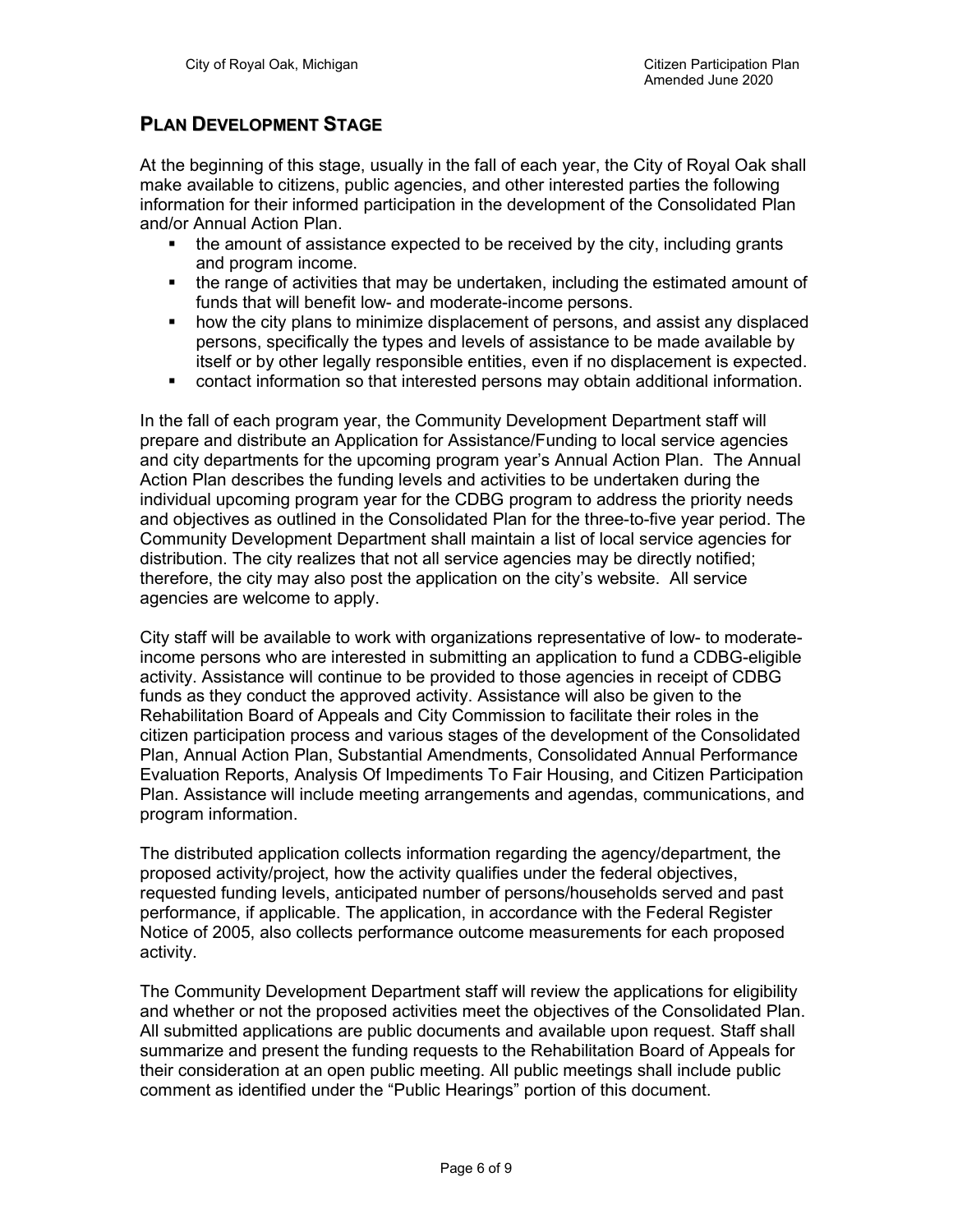## PLAN DEVELOPMENT STAGE

At the beginning of this stage, usually in the fall of each year, the City of Royal Oak shall make available to citizens, public agencies, and other interested parties the following information for their informed participation in the development of the Consolidated Plan and/or Annual Action Plan.

- the amount of assistance expected to be received by the city, including grants and program income.
- the range of activities that may be undertaken, including the estimated amount of funds that will benefit low- and moderate-income persons.
- how the city plans to minimize displacement of persons, and assist any displaced persons, specifically the types and levels of assistance to be made available by itself or by other legally responsible entities, even if no displacement is expected.
- contact information so that interested persons may obtain additional information.

In the fall of each program year, the Community Development Department staff will prepare and distribute an Application for Assistance/Funding to local service agencies and city departments for the upcoming program year's Annual Action Plan. The Annual Action Plan describes the funding levels and activities to be undertaken during the individual upcoming program year for the CDBG program to address the priority needs and objectives as outlined in the Consolidated Plan for the three-to-five year period. The Community Development Department shall maintain a list of local service agencies for distribution. The city realizes that not all service agencies may be directly notified; therefore, the city may also post the application on the city's website. All service agencies are welcome to apply.

City staff will be available to work with organizations representative of low- to moderate-income persons who are interested in submitting an application to fund a CDBG-eligible activity. Assistance will continue to be provided to those agencies in receipt of CDBG funds as they conduct the approved activity. Assistance will also be given to the Rehabilitation Board of Appeals and City Commission to facilitate their roles in the citizen participation process and various stages of the development of the Consolidated Plan, Annual Action Plan, Substantial Amendments, Consolidated Annual Performance Evaluation Reports, Analysis Of Impediments To Fair Housing, and Citizen Participation Plan. Assistance will include meeting arrangements and agendas, communications, and program information.

The distributed application collects information regarding the agency/department, the proposed activity/project, how the activity qualifies under the federal objectives, requested funding levels, anticipated number of persons/households served and past performance, if applicable. The application, in accordance with the Federal Register Notice of 2005, also collects performance outcome measurements for each proposed activity.

The Community Development Department staff will review the applications for eligibility and whether or not the proposed activities meet the objectives of the Consolidated Plan. All submitted applications are public documents and available upon request. Staff shall summarize and present the funding requests to the Rehabilitation Board of Appeals for their consideration at an open public meeting. All public meetings shall include public comment as identified under the "Public Hearings" portion of this document.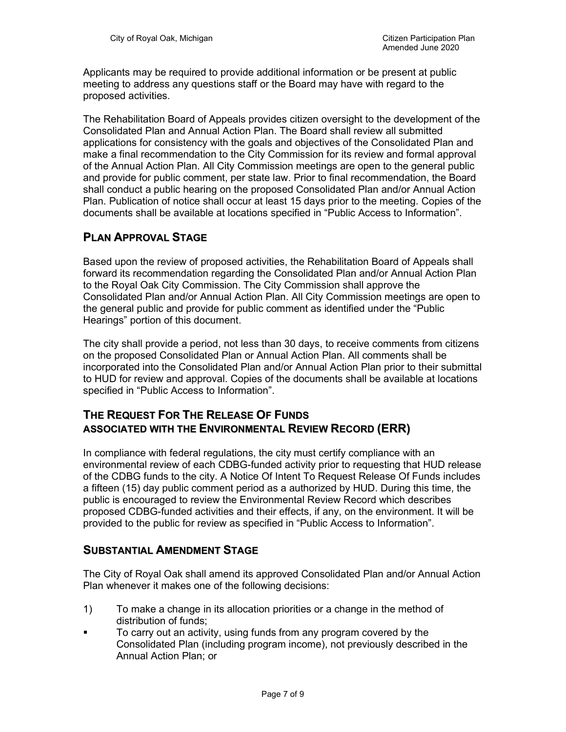Applicants may be required to provide additional information or be present at public meeting to address any questions staff or the Board may have with regard to the proposed activities.

The Rehabilitation Board of Appeals provides citizen oversight to the development of the Consolidated Plan and Annual Action Plan. The Board shall review all submitted applications for consistency with the goals and objectives of the Consolidated Plan and make a final recommendation to the City Commission for its review and formal approval of the Annual Action Plan. All City Commission meetings are open to the general public and provide for public comment, per state law. Prior to final recommendation, the Board shall conduct a public hearing on the proposed Consolidated Plan and/or Annual Action Plan. Publication of notice shall occur at least 15 days prior to the meeting. Copies of the documents shall be available at locations specified in "Public Access to Information".

## PLAN APPROVAL STAGE

Based upon the review of proposed activities, the Rehabilitation Board of Appeals shall forward its recommendation regarding the Consolidated Plan and/or Annual Action Plan to the Royal Oak City Commission. The City Commission shall approve the Consolidated Plan and/or Annual Action Plan. All City Commission meetings are open to the general public and provide for public comment as identified under the "Public Hearings" portion of this document.

The city shall provide a period, not less than 30 days, to receive comments from citizens on the proposed Consolidated Plan or Annual Action Plan. All comments shall be incorporated into the Consolidated Plan and/or Annual Action Plan prior to their submittal to HUD for review and approval. Copies of the documents shall be available at locations specified in "Public Access to Information".

## THE REQUEST FOR THE RELEASE OF FUNDS ASSOCIATED WITH THE ENVIRONMENTAL REVIEW RECORD (ERR)

In compliance with federal regulations, the city must certify compliance with an environmental review of each CDBG-funded activity prior to requesting that HUD release of the CDBG funds to the city. A Notice Of Intent To Request Release Of Funds includes a fifteen (15) day public comment period as a authorized by HUD. During this time, the public is encouraged to review the Environmental Review Record which describes proposed CDBG-funded activities and their effects, if any, on the environment. It will be provided to the public for review as specified in "Public Access to Information".

## SUBSTANTIAL AMENDMENT STAGE

The City of Royal Oak shall amend its approved Consolidated Plan and/or Annual Action Plan whenever it makes one of the following decisions:

1) To make a change in its allocation priorities or a change in the method of distribution of funds;

- To carry out an activity, using funds from any program covered by the Consolidated Plan (including program income), not previously described in the Annual Action Plan; or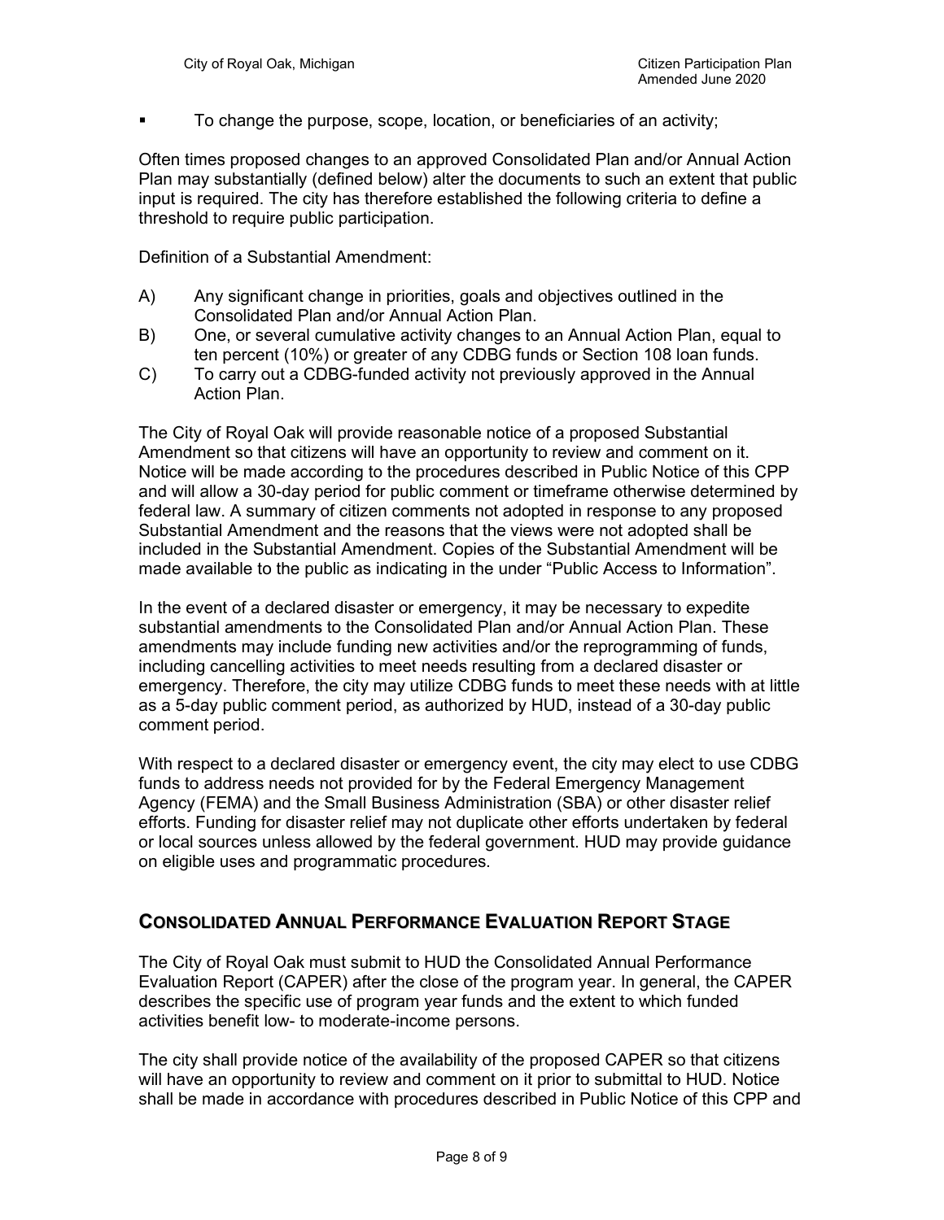- To change the purpose, scope, location, or beneficiaries of an activity;

Often times proposed changes to an approved Consolidated Plan and/or Annual Action Plan may substantially (defined below) alter the documents to such an extent that public input is required. The city has therefore established the following criteria to define a threshold to require public participation.

Definition of a Substantial Amendment:

A) Any significant change in priorities, goals and objectives outlined in the Consolidated Plan and/or Annual Action Plan.

B) One, or several cumulative activity changes to an Annual Action Plan, equal to ten percent (10%) or greater of any CDBG funds or Section 108 loan funds.

C) To carry out a CDBG-funded activity not previously approved in the Annual Action Plan.

The City of Royal Oak will provide reasonable notice of a proposed Substantial Amendment so that citizens will have an opportunity to review and comment on it. Notice will be made according to the procedures described in Public Notice of this CPP and will allow a 30-day period for public comment or timeframe otherwise determined by federal law. A summary of citizen comments not adopted in response to any proposed Substantial Amendment and the reasons that the views were not adopted shall be included in the Substantial Amendment. Copies of the Substantial Amendment will be made available to the public as indicating in the under "Public Access to Information".

In the event of a declared disaster or emergency, it may be necessary to expedite substantial amendments to the Consolidated Plan and/or Annual Action Plan. These amendments may include funding new activities and/or the reprogramming of funds, including cancelling activities to meet needs resulting from a declared disaster or emergency. Therefore, the city may utilize CDBG funds to meet these needs with at little as a 5-day public comment period, as authorized by HUD, instead of a 30-day public comment period.

With respect to a declared disaster or emergency event, the city may elect to use CDBG funds to address needs not provided for by the Federal Emergency Management Agency (FEMA) and the Small Business Administration (SBA) or other disaster relief efforts. Funding for disaster relief may not duplicate other efforts undertaken by federal or local sources unless allowed by the federal government. HUD may provide guidance on eligible uses and programmatic procedures.

## CONSOLIDATED ANNUAL PERFORMANCE EVALUATION REPORT STAGE

The City of Royal Oak must submit to HUD the Consolidated Annual Performance Evaluation Report (CAPER) after the close of the program year. In general, the CAPER describes the specific use of program year funds and the extent to which funded activities benefit low- to moderate-income persons.

The city shall provide notice of the availability of the proposed CAPER so that citizens will have an opportunity to review and comment on it prior to submittal to HUD. Notice shall be made in accordance with procedures described in Public Notice of this CPP and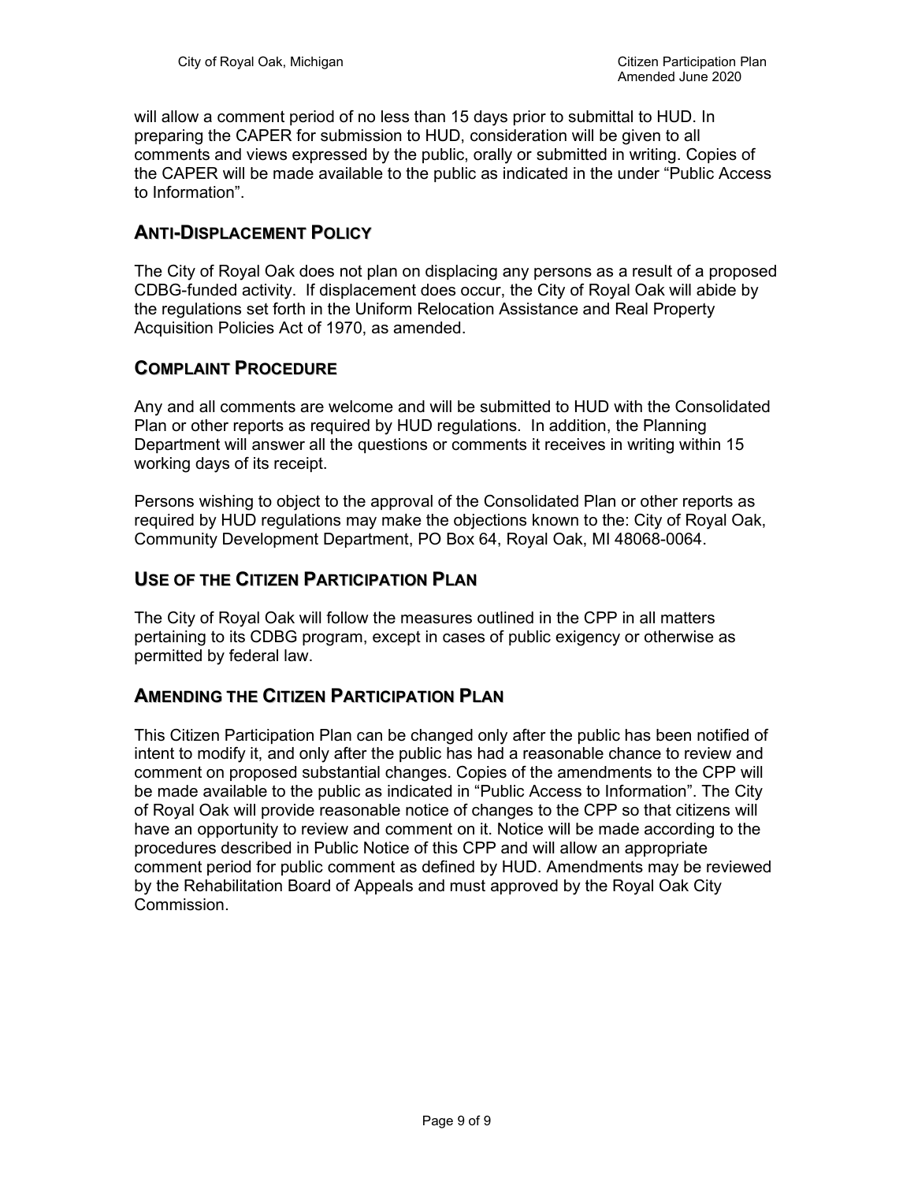will allow a comment period of no less than 15 days prior to submittal to HUD. In preparing the CAPER for submission to HUD, consideration will be given to all comments and views expressed by the public, orally or submitted in writing. Copies of the CAPER will be made available to the public as indicated in the under "Public Access to Information".

## ANTI-DISPLACEMENT POLICY

The City of Royal Oak does not plan on displacing any persons as a result of a proposed CDBG-funded activity. If displacement does occur, the City of Royal Oak will abide by the regulations set forth in the Uniform Relocation Assistance and Real Property Acquisition Policies Act of 1970, as amended.

## COMPLAINT PROCEDURE

Any and all comments are welcome and will be submitted to HUD with the Consolidated Plan or other reports as required by HUD regulations. In addition, the Planning Department will answer all the questions or comments it receives in writing within 15 working days of its receipt.

Persons wishing to object to the approval of the Consolidated Plan or other reports as required by HUD regulations may make the objections known to the: City of Royal Oak, Community Development Department, PO Box 64, Royal Oak, MI 48068-0064.

## USE OF THE CITIZEN PARTICIPATION PLAN

The City of Royal Oak will follow the measures outlined in the CPP in all matters pertaining to its CDBG program, except in cases of public exigency or otherwise as permitted by federal law.

## AMENDING THE CITIZEN PARTICIPATION PLAN

This Citizen Participation Plan can be changed only after the public has been notified of intent to modify it, and only after the public has had a reasonable chance to review and comment on proposed substantial changes. Copies of the amendments to the CPP will be made available to the public as indicated in "Public Access to Information". The City of Royal Oak will provide reasonable notice of changes to the CPP so that citizens will have an opportunity to review and comment on it. Notice will be made according to the procedures described in Public Notice of this CPP and will allow an appropriate comment period for public comment as defined by HUD. Amendments may be reviewed by the Rehabilitation Board of Appeals and must approved by the Royal Oak City Commission.